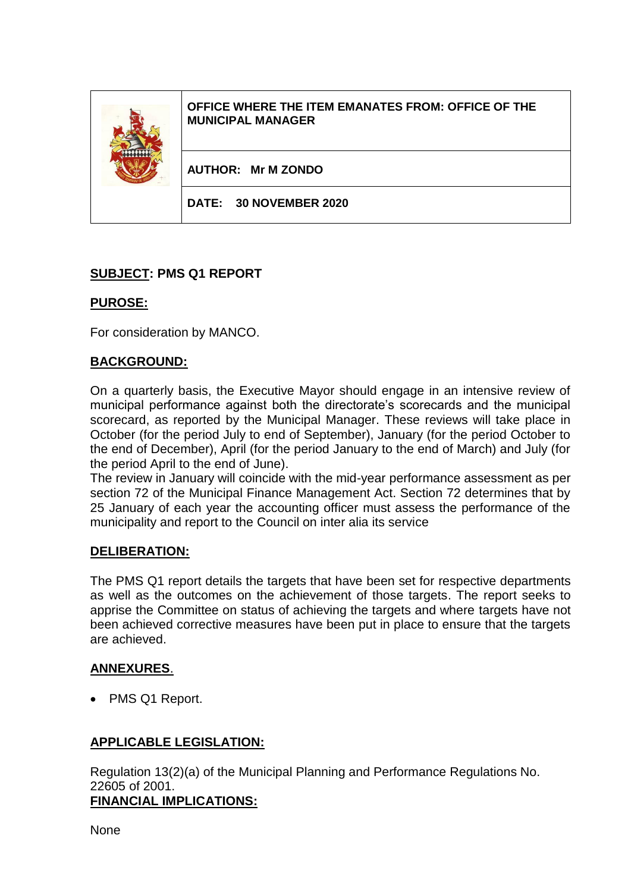| | |
|---|---|
| | **OFFICE WHERE THE ITEM EMANATES FROM: OFFICE OF THE MUNICIPAL MANAGER** |
| | **AUTHOR: Mr M ZONDO** |
| | **DATE: 30 NOVEMBER 2020** |

**SUBJECT: PMS Q1 REPORT**

**PUROSE:**

For consideration by MANCO.

**BACKGROUND:**

On a quarterly basis, the Executive Mayor should engage in an intensive review of municipal performance against both the directorate's scorecards and the municipal scorecard, as reported by the Municipal Manager. These reviews will take place in October (for the period July to end of September), January (for the period October to the end of December), April (for the period January to the end of March) and July (for the period April to the end of June).

The review in January will coincide with the mid-year performance assessment as per section 72 of the Municipal Finance Management Act. Section 72 determines that by 25 January of each year the accounting officer must assess the performance of the municipality and report to the Council on inter alia its service

**DELIBERATION:**

The PMS Q1 report details the targets that have been set for respective departments as well as the outcomes on the achievement of those targets. The report seeks to apprise the Committee on status of achieving the targets and where targets have not been achieved corrective measures have been put in place to ensure that the targets are achieved.

**ANNEXURES.**

- PMS Q1 Report.

**APPLICABLE LEGISLATION:**

Regulation 13(2)(a) of the Municipal Planning and Performance Regulations No. 22605 of 2001.

**FINANCIAL IMPLICATIONS:**

None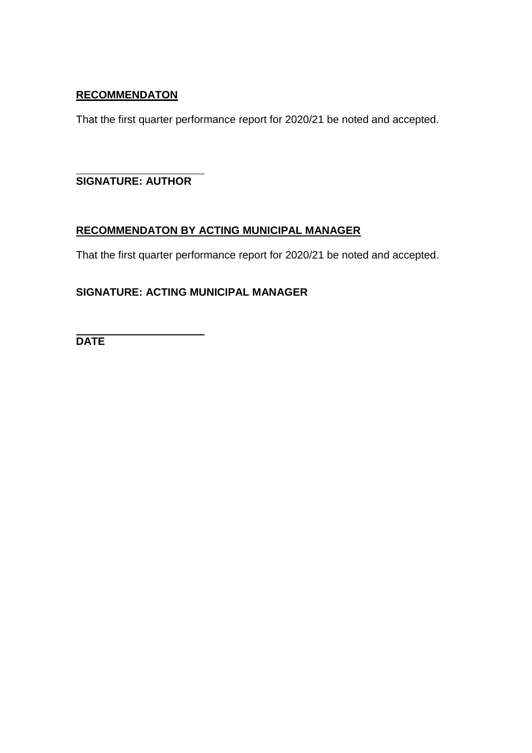**<u>RECOMMENDATON</u>**

That the first quarter performance report for 2020/21 be noted and accepted.

\_\_\_\_\_\_\_\_\_\_\_\_\_\_\_\_\_\_\_\_\_\_\_\_

**SIGNATURE: AUTHOR**

**<u>RECOMMENDATON BY ACTING MUNICIPAL MANAGER</u>**

That the first quarter performance report for 2020/21 be noted and accepted.

**SIGNATURE: ACTING MUNICIPAL MANAGER**

\_\_\_\_\_\_\_\_\_\_\_\_\_\_\_\_\_\_\_\_\_\_\_\_

**DATE**